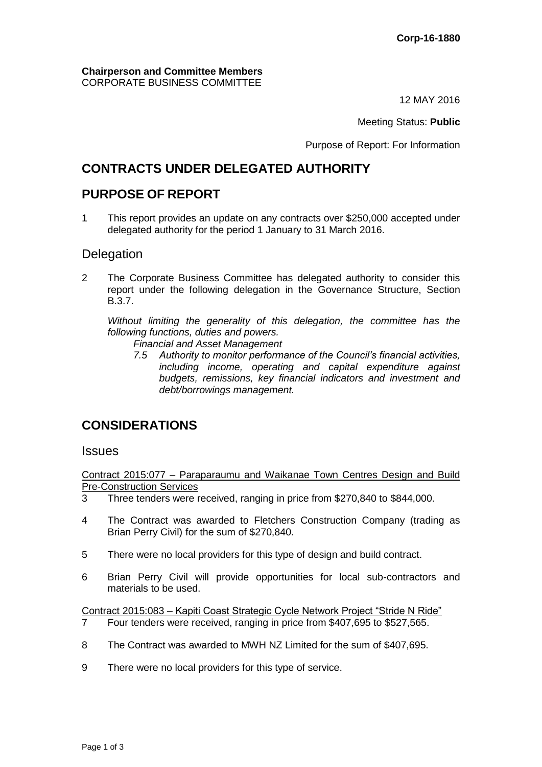**Corp-16-1880**

**Chairperson and Committee Members**
CORPORATE BUSINESS COMMITTEE

12 MAY 2016

Meeting Status: **Public**

Purpose of Report: For Information

# CONTRACTS UNDER DELEGATED AUTHORITY

## PURPOSE OF REPORT

1 This report provides an update on any contracts over $250,000 accepted under delegated authority for the period 1 January to 31 March 2016.

### Delegation

2 The Corporate Business Committee has delegated authority to consider this report under the following delegation in the Governance Structure, Section B.3.7.

*Without limiting the generality of this delegation, the committee has the following functions, duties and powers.*

*Financial and Asset Management*

*7.5 Authority to monitor performance of the Council's financial activities, including income, operating and capital expenditure against budgets, remissions, key financial indicators and investment and debt/borrowings management.*

## CONSIDERATIONS

### Issues

Contract 2015:077 – Paraparaumu and Waikanae Town Centres Design and Build Pre-Construction Services

3 Three tenders were received, ranging in price from $270,840 to $844,000.

4 The Contract was awarded to Fletchers Construction Company (trading as Brian Perry Civil) for the sum of $270,840.

5 There were no local providers for this type of design and build contract.

6 Brian Perry Civil will provide opportunities for local sub-contractors and materials to be used.

Contract 2015:083 – Kapiti Coast Strategic Cycle Network Project "Stride N Ride"

7 Four tenders were received, ranging in price from $407,695 to $527,565.

8 The Contract was awarded to MWH NZ Limited for the sum of $407,695.

9 There were no local providers for this type of service.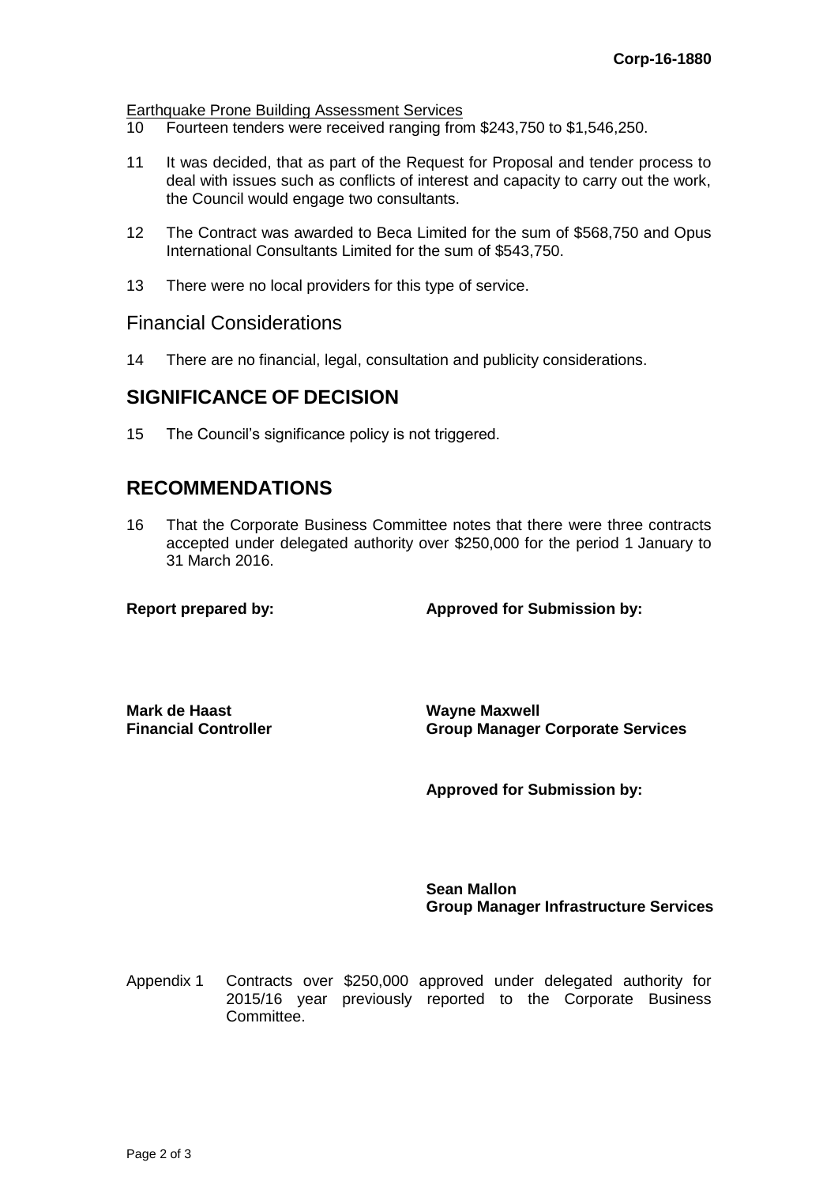Earthquake Prone Building Assessment Services

10 Fourteen tenders were received ranging from $243,750 to $1,546,250.

11 It was decided, that as part of the Request for Proposal and tender process to deal with issues such as conflicts of interest and capacity to carry out the work, the Council would engage two consultants.

12 The Contract was awarded to Beca Limited for the sum of $568,750 and Opus International Consultants Limited for the sum of $543,750.

13 There were no local providers for this type of service.

## Financial Considerations

14 There are no financial, legal, consultation and publicity considerations.

# SIGNIFICANCE OF DECISION

15 The Council's significance policy is not triggered.

# RECOMMENDATIONS

16 That the Corporate Business Committee notes that there were three contracts accepted under delegated authority over $250,000 for the period 1 January to 31 March 2016.

| **Report prepared by:** | **Approved for Submission by:** |
|---|---|
| **Mark de Haast**<br>**Financial Controller** | **Wayne Maxwell**<br>**Group Manager Corporate Services** |
| | **Approved for Submission by:** |
| | **Sean Mallon**<br>**Group Manager Infrastructure Services** |

Appendix 1 Contracts over $250,000 approved under delegated authority for 2015/16 year previously reported to the Corporate Business Committee.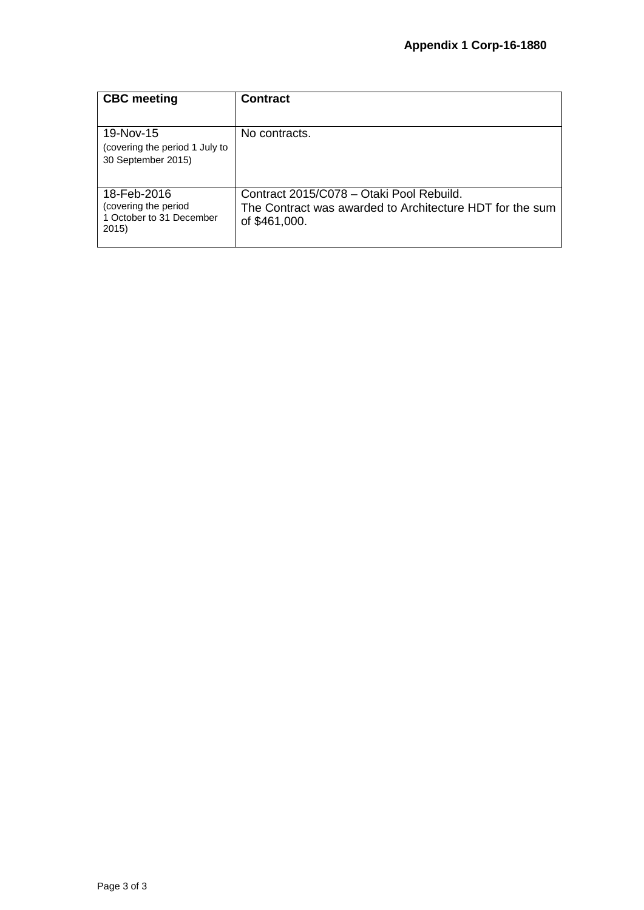**Appendix 1 Corp-16-1880**

| CBC meeting | Contract |
| --- | --- |
| 19-Nov-15 (covering the period 1 July to 30 September 2015) | No contracts. |
| 18-Feb-2016 (covering the period 1 October to 31 December 2015) | Contract 2015/C078 – Otaki Pool Rebuild. The Contract was awarded to Architecture HDT for the sum of $461,000. |